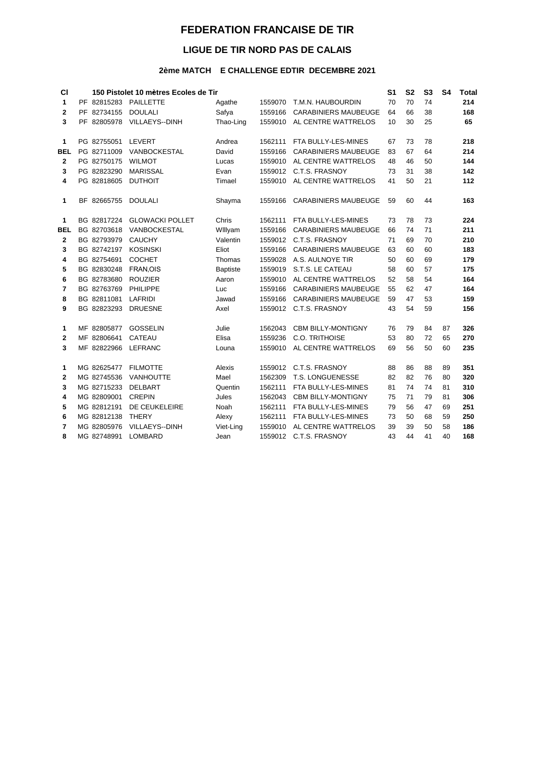# FEDERATION FRANCAISE DE TIR

## LIGUE DE TIR NORD PAS DE CALAIS

### 2ème MATCH E CHALLENGE EDTIR DECEMBRE 2021

| Cl | | 150 Pistolet 10 mètres Ecoles de Tir | | | | S1 | S2 | S3 | S4 | Total |
|---|---|---|---|---|---|---|---|---|---|---|
| **1** | PF 82815283 | PAILLETTE | Agathe | 1559070 | T.M.N. HAUBOURDIN | 70 | 70 | 74 | | **214** |
| **2** | PF 82734155 | DOULALI | Safya | 1559166 | CARABINIERS MAUBEUGE | 64 | 66 | 38 | | **168** |
| **3** | PF 82805978 | VILLAEYS--DINH | Thao-Ling | 1559010 | AL CENTRE WATTRELOS | 10 | 30 | 25 | | **65** |
| | | | | | | | | | | |
| **1** | PG 82755051 | LEVERT | Andrea | 1562111 | FTA BULLY-LES-MINES | 67 | 73 | 78 | | **218** |
| **BEL** | PG 82711009 | VANBOCKESTAL | David | 1559166 | CARABINIERS MAUBEUGE | 83 | 67 | 64 | | **214** |
| **2** | PG 82750175 | WILMOT | Lucas | 1559010 | AL CENTRE WATTRELOS | 48 | 46 | 50 | | **144** |
| **3** | PG 82823290 | MARISSAL | Evan | 1559012 | C.T.S. FRASNOY | 73 | 31 | 38 | | **142** |
| **4** | PG 82818605 | DUTHOIT | Timael | 1559010 | AL CENTRE WATTRELOS | 41 | 50 | 21 | | **112** |
| | | | | | | | | | | |
| **1** | BF 82665755 | DOULALI | Shayma | 1559166 | CARABINIERS MAUBEUGE | 59 | 60 | 44 | | **163** |
| | | | | | | | | | | |
| **1** | BG 82817224 | GLOWACKI POLLET | Chris | 1562111 | FTA BULLY-LES-MINES | 73 | 78 | 73 | | **224** |
| **BEL** | BG 82703618 | VANBOCKESTAL | WIllyam | 1559166 | CARABINIERS MAUBEUGE | 66 | 74 | 71 | | **211** |
| **2** | BG 82793979 | CAUCHY | Valentin | 1559012 | C.T.S. FRASNOY | 71 | 69 | 70 | | **210** |
| **3** | BG 82742197 | KOSINSKI | Eliot | 1559166 | CARABINIERS MAUBEUGE | 63 | 60 | 60 | | **183** |
| **4** | BG 82754691 | COCHET | Thomas | 1559028 | A.S. AULNOYE TIR | 50 | 60 | 69 | | **179** |
| **5** | BG 82830248 | FRAN,OIS | Baptiste | 1559019 | S.T.S. LE CATEAU | 58 | 60 | 57 | | **175** |
| **6** | BG 82783680 | ROUZIER | Aaron | 1559010 | AL CENTRE WATTRELOS | 52 | 58 | 54 | | **164** |
| **7** | BG 82763769 | PHILIPPE | Luc | 1559166 | CARABINIERS MAUBEUGE | 55 | 62 | 47 | | **164** |
| **8** | BG 82811081 | LAFRIDI | Jawad | 1559166 | CARABINIERS MAUBEUGE | 59 | 47 | 53 | | **159** |
| **9** | BG 82823293 | DRUESNE | Axel | 1559012 | C.T.S. FRASNOY | 43 | 54 | 59 | | **156** |
| | | | | | | | | | | |
| **1** | MF 82805877 | GOSSELIN | Julie | 1562043 | CBM BILLY-MONTIGNY | 76 | 79 | 84 | 87 | **326** |
| **2** | MF 82806641 | CATEAU | Elisa | 1559236 | C.O. TRITHOISE | 53 | 80 | 72 | 65 | **270** |
| **3** | MF 82822966 | LEFRANC | Louna | 1559010 | AL CENTRE WATTRELOS | 69 | 56 | 50 | 60 | **235** |
| | | | | | | | | | | |
| **1** | MG 82625477 | FILMOTTE | Alexis | 1559012 | C.T.S. FRASNOY | 88 | 86 | 88 | 89 | **351** |
| **2** | MG 82745536 | VANHOUTTE | Mael | 1562309 | T.S. LONGUENESSE | 82 | 82 | 76 | 80 | **320** |
| **3** | MG 82715233 | DELBART | Quentin | 1562111 | FTA BULLY-LES-MINES | 81 | 74 | 74 | 81 | **310** |
| **4** | MG 82809001 | CREPIN | Jules | 1562043 | CBM BILLY-MONTIGNY | 75 | 71 | 79 | 81 | **306** |
| **5** | MG 82812191 | DE CEUKELEIRE | Noah | 1562111 | FTA BULLY-LES-MINES | 79 | 56 | 47 | 69 | **251** |
| **6** | MG 82812138 | THERY | Alexy | 1562111 | FTA BULLY-LES-MINES | 73 | 50 | 68 | 59 | **250** |
| **7** | MG 82805976 | VILLAEYS--DINH | Viet-Ling | 1559010 | AL CENTRE WATTRELOS | 39 | 39 | 50 | 58 | **186** |
| **8** | MG 82748991 | LOMBARD | Jean | 1559012 | C.T.S. FRASNOY | 43 | 44 | 41 | 40 | **168** |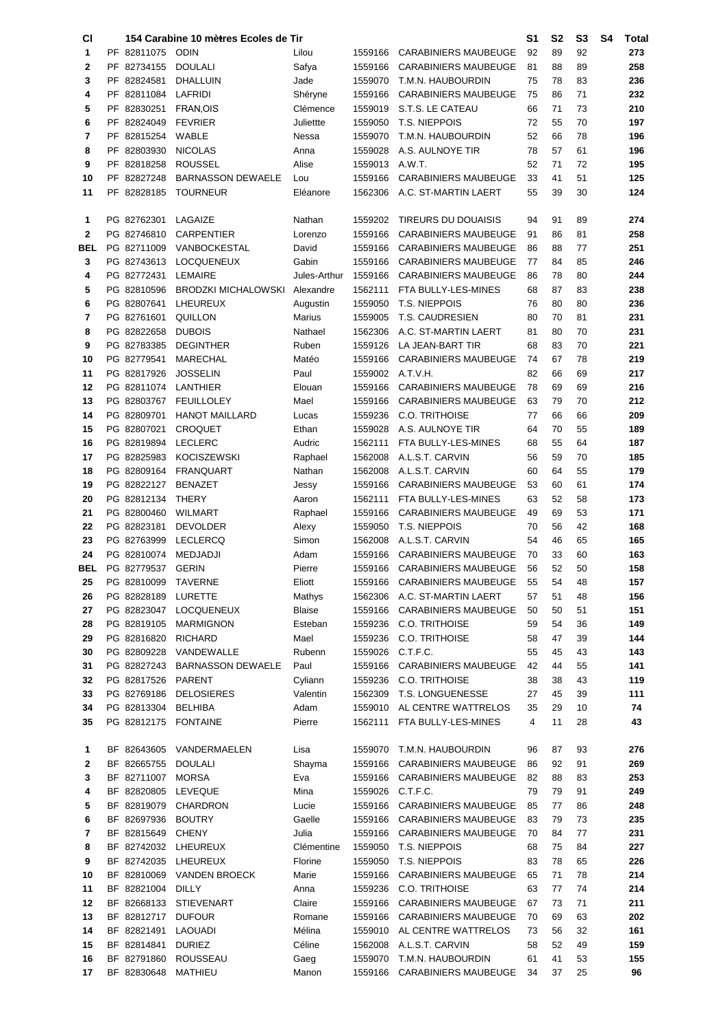| Cl | | 154 Carabine 10 mètres Ecoles de Tir | | | | S1 | S2 | S3 | S4 | Total |
|---|---|---|---|---|---|---|---|---|---|---|
| 1 | PF 82811075 | ODIN | Lilou | 1559166 | CARABINIERS MAUBEUGE | 92 | 89 | 92 | | 273 |
| 2 | PF 82734155 | DOULALI | Safya | 1559166 | CARABINIERS MAUBEUGE | 81 | 88 | 89 | | 258 |
| 3 | PF 82824581 | DHALLUIN | Jade | 1559070 | T.M.N. HAUBOURDIN | 75 | 78 | 83 | | 236 |
| 4 | PF 82811084 | LAFRIDI | Shéryne | 1559166 | CARABINIERS MAUBEUGE | 75 | 86 | 71 | | 232 |
| 5 | PF 82830251 | FRAN,OIS | Clémence | 1559019 | S.T.S. LE CATEAU | 66 | 71 | 73 | | 210 |
| 6 | PF 82824049 | FEVRIER | Juliettte | 1559050 | T.S. NIEPPOIS | 72 | 55 | 70 | | 197 |
| 7 | PF 82815254 | WABLE | Nessa | 1559070 | T.M.N. HAUBOURDIN | 52 | 66 | 78 | | 196 |
| 8 | PF 82803930 | NICOLAS | Anna | 1559028 | A.S. AULNOYE TIR | 78 | 57 | 61 | | 196 |
| 9 | PF 82818258 | ROUSSEL | Alise | 1559013 | A.W.T. | 52 | 71 | 72 | | 195 |
| 10 | PF 82827248 | BARNASSON DEWAELE | Lou | 1559166 | CARABINIERS MAUBEUGE | 33 | 41 | 51 | | 125 |
| 11 | PF 82828185 | TOURNEUR | Eléanore | 1562306 | A.C. ST-MARTIN LAERT | 55 | 39 | 30 | | 124 |
| | | | | | | | | | | |
| 1 | PG 82762301 | LAGAIZE | Nathan | 1559202 | TIREURS DU DOUAISIS | 94 | 91 | 89 | | 274 |
| 2 | PG 82746810 | CARPENTIER | Lorenzo | 1559166 | CARABINIERS MAUBEUGE | 91 | 86 | 81 | | 258 |
| BEL | PG 82711009 | VANBOCKESTAL | David | 1559166 | CARABINIERS MAUBEUGE | 86 | 88 | 77 | | 251 |
| 3 | PG 82743613 | LOCQUENEUX | Gabin | 1559166 | CARABINIERS MAUBEUGE | 77 | 84 | 85 | | 246 |
| 4 | PG 82772431 | LEMAIRE | Jules-Arthur | 1559166 | CARABINIERS MAUBEUGE | 86 | 78 | 80 | | 244 |
| 5 | PG 82810596 | BRODZKI MICHALOWSKI | Alexandre | 1562111 | FTA BULLY-LES-MINES | 68 | 87 | 83 | | 238 |
| 6 | PG 82807641 | LHEUREUX | Augustin | 1559050 | T.S. NIEPPOIS | 76 | 80 | 80 | | 236 |
| 7 | PG 82761601 | QUILLON | Marius | 1559005 | T.S. CAUDRESIEN | 80 | 70 | 81 | | 231 |
| 8 | PG 82822658 | DUBOIS | Nathael | 1562306 | A.C. ST-MARTIN LAERT | 81 | 80 | 70 | | 231 |
| 9 | PG 82783385 | DEGINTHER | Ruben | 1559126 | LA JEAN-BART TIR | 68 | 83 | 70 | | 221 |
| 10 | PG 82779541 | MARECHAL | Matéo | 1559166 | CARABINIERS MAUBEUGE | 74 | 67 | 78 | | 219 |
| 11 | PG 82817926 | JOSSELIN | Paul | 1559002 | A.T.V.H. | 82 | 66 | 69 | | 217 |
| 12 | PG 82811074 | LANTHIER | Elouan | 1559166 | CARABINIERS MAUBEUGE | 78 | 69 | 69 | | 216 |
| 13 | PG 82803767 | FEUILLOLEY | Mael | 1559166 | CARABINIERS MAUBEUGE | 63 | 79 | 70 | | 212 |
| 14 | PG 82809701 | HANOT MAILLARD | Lucas | 1559236 | C.O. TRITHOISE | 77 | 66 | 66 | | 209 |
| 15 | PG 82807021 | CROQUET | Ethan | 1559028 | A.S. AULNOYE TIR | 64 | 70 | 55 | | 189 |
| 16 | PG 82819894 | LECLERC | Audric | 1562111 | FTA BULLY-LES-MINES | 68 | 55 | 64 | | 187 |
| 17 | PG 82825983 | KOCISZEWSKI | Raphael | 1562008 | A.L.S.T. CARVIN | 56 | 59 | 70 | | 185 |
| 18 | PG 82809164 | FRANQUART | Nathan | 1562008 | A.L.S.T. CARVIN | 60 | 64 | 55 | | 179 |
| 19 | PG 82822127 | BENAZET | Jessy | 1559166 | CARABINIERS MAUBEUGE | 53 | 60 | 61 | | 174 |
| 20 | PG 82812134 | THERY | Aaron | 1562111 | FTA BULLY-LES-MINES | 63 | 52 | 58 | | 173 |
| 21 | PG 82800460 | WILMART | Raphael | 1559166 | CARABINIERS MAUBEUGE | 49 | 69 | 53 | | 171 |
| 22 | PG 82823181 | DEVOLDER | Alexy | 1559050 | T.S. NIEPPOIS | 70 | 56 | 42 | | 168 |
| 23 | PG 82763999 | LECLERCQ | Simon | 1562008 | A.L.S.T. CARVIN | 54 | 46 | 65 | | 165 |
| 24 | PG 82810074 | MEDJADJI | Adam | 1559166 | CARABINIERS MAUBEUGE | 70 | 33 | 60 | | 163 |
| BEL | PG 82779537 | GERIN | Pierre | 1559166 | CARABINIERS MAUBEUGE | 56 | 52 | 50 | | 158 |
| 25 | PG 82810099 | TAVERNE | Eliott | 1559166 | CARABINIERS MAUBEUGE | 55 | 54 | 48 | | 157 |
| 26 | PG 82828189 | LURETTE | Mathys | 1562306 | A.C. ST-MARTIN LAERT | 57 | 51 | 48 | | 156 |
| 27 | PG 82823047 | LOCQUENEUX | Blaise | 1559166 | CARABINIERS MAUBEUGE | 50 | 50 | 51 | | 151 |
| 28 | PG 82819105 | MARMIGNON | Esteban | 1559236 | C.O. TRITHOISE | 59 | 54 | 36 | | 149 |
| 29 | PG 82816820 | RICHARD | Mael | 1559236 | C.O. TRITHOISE | 58 | 47 | 39 | | 144 |
| 30 | PG 82809228 | VANDEWALLE | Rubenn | 1559026 | C.T.F.C. | 55 | 45 | 43 | | 143 |
| 31 | PG 82827243 | BARNASSON DEWAELE | Paul | 1559166 | CARABINIERS MAUBEUGE | 42 | 44 | 55 | | 141 |
| 32 | PG 82817526 | PARENT | Cyliann | 1559236 | C.O. TRITHOISE | 38 | 38 | 43 | | 119 |
| 33 | PG 82769186 | DELOSIERES | Valentin | 1562309 | T.S. LONGUENESSE | 27 | 45 | 39 | | 111 |
| 34 | PG 82813304 | BELHIBA | Adam | 1559010 | AL CENTRE WATTRELOS | 35 | 29 | 10 | | 74 |
| 35 | PG 82812175 | FONTAINE | Pierre | 1562111 | FTA BULLY-LES-MINES | 4 | 11 | 28 | | 43 |
| | | | | | | | | | | |
| 1 | BF 82643605 | VANDERMAELEN | Lisa | 1559070 | T.M.N. HAUBOURDIN | 96 | 87 | 93 | | 276 |
| 2 | BF 82665755 | DOULALI | Shayma | 1559166 | CARABINIERS MAUBEUGE | 86 | 92 | 91 | | 269 |
| 3 | BF 82711007 | MORSA | Eva | 1559166 | CARABINIERS MAUBEUGE | 82 | 88 | 83 | | 253 |
| 4 | BF 82820805 | LEVEQUE | Mina | 1559026 | C.T.F.C. | 79 | 79 | 91 | | 249 |
| 5 | BF 82819079 | CHARDRON | Lucie | 1559166 | CARABINIERS MAUBEUGE | 85 | 77 | 86 | | 248 |
| 6 | BF 82697936 | BOUTRY | Gaelle | 1559166 | CARABINIERS MAUBEUGE | 83 | 79 | 73 | | 235 |
| 7 | BF 82815649 | CHENY | Julia | 1559166 | CARABINIERS MAUBEUGE | 70 | 84 | 77 | | 231 |
| 8 | BF 82742032 | LHEUREUX | Clémentine | 1559050 | T.S. NIEPPOIS | 68 | 75 | 84 | | 227 |
| 9 | BF 82742035 | LHEUREUX | Florine | 1559050 | T.S. NIEPPOIS | 83 | 78 | 65 | | 226 |
| 10 | BF 82810069 | VANDEN BROECK | Marie | 1559166 | CARABINIERS MAUBEUGE | 65 | 71 | 78 | | 214 |
| 11 | BF 82821004 | DILLY | Anna | 1559236 | C.O. TRITHOISE | 63 | 77 | 74 | | 214 |
| 12 | BF 82668133 | STIEVENART | Claire | 1559166 | CARABINIERS MAUBEUGE | 67 | 73 | 71 | | 211 |
| 13 | BF 82812717 | DUFOUR | Romane | 1559166 | CARABINIERS MAUBEUGE | 70 | 69 | 63 | | 202 |
| 14 | BF 82821491 | LAOUADI | Mélina | 1559010 | AL CENTRE WATTRELOS | 73 | 56 | 32 | | 161 |
| 15 | BF 82814841 | DURIEZ | Céline | 1562008 | A.L.S.T. CARVIN | 58 | 52 | 49 | | 159 |
| 16 | BF 82791860 | ROUSSEAU | Gaeg | 1559070 | T.M.N. HAUBOURDIN | 61 | 41 | 53 | | 155 |
| 17 | BF 82830648 | MATHIEU | Manon | 1559166 | CARABINIERS MAUBEUGE | 34 | 37 | 25 | | 96 |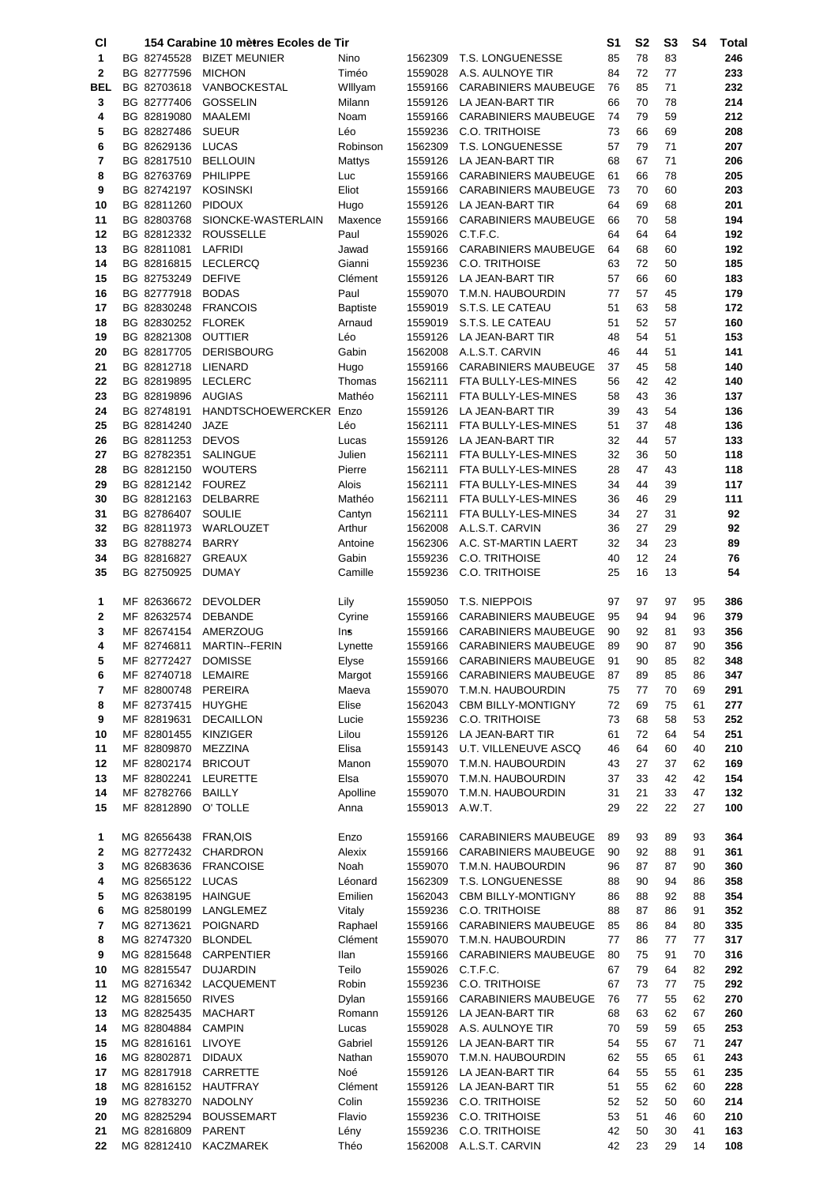| Cl | 154 Carabine 10 mètres Ecoles de Tir | | | | | S1 | S2 | S3 | S4 | Total |
|---|---|---|---|---|---|---|---|---|---|---|
| 1 | BG 82745528 | BIZET MEUNIER | Nino | 1562309 | T.S. LONGUENESSE | 85 | 78 | 83 | | 246 |
| 2 | BG 82777596 | MICHON | Timéo | 1559028 | A.S. AULNOYE TIR | 84 | 72 | 77 | | 233 |
| BEL | BG 82703618 | VANBOCKESTAL | WIllyam | 1559166 | CARABINIERS MAUBEUGE | 76 | 85 | 71 | | 232 |
| 3 | BG 82777406 | GOSSELIN | Milann | 1559126 | LA JEAN-BART TIR | 66 | 70 | 78 | | 214 |
| 4 | BG 82819080 | MAALEMI | Noam | 1559166 | CARABINIERS MAUBEUGE | 74 | 79 | 59 | | 212 |
| 5 | BG 82827486 | SUEUR | Léo | 1559236 | C.O. TRITHOISE | 73 | 66 | 69 | | 208 |
| 6 | BG 82629136 | LUCAS | Robinson | 1562309 | T.S. LONGUENESSE | 57 | 79 | 71 | | 207 |
| 7 | BG 82817510 | BELLOUIN | Mattys | 1559126 | LA JEAN-BART TIR | 68 | 67 | 71 | | 206 |
| 8 | BG 82763769 | PHILIPPE | Luc | 1559166 | CARABINIERS MAUBEUGE | 61 | 66 | 78 | | 205 |
| 9 | BG 82742197 | KOSINSKI | Eliot | 1559166 | CARABINIERS MAUBEUGE | 73 | 70 | 60 | | 203 |
| 10 | BG 82811260 | PIDOUX | Hugo | 1559126 | LA JEAN-BART TIR | 64 | 69 | 68 | | 201 |
| 11 | BG 82803768 | SIONCKE-WASTERLAIN | Maxence | 1559166 | CARABINIERS MAUBEUGE | 66 | 70 | 58 | | 194 |
| 12 | BG 82812332 | ROUSSELLE | Paul | 1559026 | C.T.F.C. | 64 | 64 | 64 | | 192 |
| 13 | BG 82811081 | LAFRIDI | Jawad | 1559166 | CARABINIERS MAUBEUGE | 64 | 68 | 60 | | 192 |
| 14 | BG 82816815 | LECLERCQ | Gianni | 1559236 | C.O. TRITHOISE | 63 | 72 | 50 | | 185 |
| 15 | BG 82753249 | DEFIVE | Clément | 1559126 | LA JEAN-BART TIR | 57 | 66 | 60 | | 183 |
| 16 | BG 82777918 | BODAS | Paul | 1559070 | T.M.N. HAUBOURDIN | 77 | 57 | 45 | | 179 |
| 17 | BG 82830248 | FRANCOIS | Baptiste | 1559019 | S.T.S. LE CATEAU | 51 | 63 | 58 | | 172 |
| 18 | BG 82830252 | FLOREK | Arnaud | 1559019 | S.T.S. LE CATEAU | 51 | 52 | 57 | | 160 |
| 19 | BG 82821308 | OUTTIER | Léo | 1559126 | LA JEAN-BART TIR | 48 | 54 | 51 | | 153 |
| 20 | BG 82817705 | DERISBOURG | Gabin | 1562008 | A.L.S.T. CARVIN | 46 | 44 | 51 | | 141 |
| 21 | BG 82812718 | LIENARD | Hugo | 1559166 | CARABINIERS MAUBEUGE | 37 | 45 | 58 | | 140 |
| 22 | BG 82819895 | LECLERC | Thomas | 1562111 | FTA BULLY-LES-MINES | 56 | 42 | 42 | | 140 |
| 23 | BG 82819896 | AUGIAS | Mathéo | 1562111 | FTA BULLY-LES-MINES | 58 | 43 | 36 | | 137 |
| 24 | BG 82748191 | HANDTSCHOEWERCKER | Enzo | 1559126 | LA JEAN-BART TIR | 39 | 43 | 54 | | 136 |
| 25 | BG 82814240 | JAZE | Léo | 1562111 | FTA BULLY-LES-MINES | 51 | 37 | 48 | | 136 |
| 26 | BG 82811253 | DEVOS | Lucas | 1559126 | LA JEAN-BART TIR | 32 | 44 | 57 | | 133 |
| 27 | BG 82782351 | SALINGUE | Julien | 1562111 | FTA BULLY-LES-MINES | 32 | 36 | 50 | | 118 |
| 28 | BG 82812150 | WOUTERS | Pierre | 1562111 | FTA BULLY-LES-MINES | 28 | 47 | 43 | | 118 |
| 29 | BG 82812142 | FOUREZ | Alois | 1562111 | FTA BULLY-LES-MINES | 34 | 44 | 39 | | 117 |
| 30 | BG 82812163 | DELBARRE | Mathéo | 1562111 | FTA BULLY-LES-MINES | 36 | 46 | 29 | | 111 |
| 31 | BG 82786407 | SOULIE | Cantyn | 1562111 | FTA BULLY-LES-MINES | 34 | 27 | 31 | | 92 |
| 32 | BG 82811973 | WARLOUZET | Arthur | 1562008 | A.L.S.T. CARVIN | 36 | 27 | 29 | | 92 |
| 33 | BG 82788274 | BARRY | Antoine | 1562306 | A.C. ST-MARTIN LAERT | 32 | 34 | 23 | | 89 |
| 34 | BG 82816827 | GREAUX | Gabin | 1559236 | C.O. TRITHOISE | 40 | 12 | 24 | | 76 |
| 35 | BG 82750925 | DUMAY | Camille | 1559236 | C.O. TRITHOISE | 25 | 16 | 13 | | 54 |
| | | | | | | | | | | |
| 1 | MF 82636672 | DEVOLDER | Lily | 1559050 | T.S. NIEPPOIS | 97 | 97 | 97 | 95 | 386 |
| 2 | MF 82632574 | DEBANDE | Cyrine | 1559166 | CARABINIERS MAUBEUGE | 95 | 94 | 94 | 96 | 379 |
| 3 | MF 82674154 | AMERZOUG | Ins | 1559166 | CARABINIERS MAUBEUGE | 90 | 92 | 81 | 93 | 356 |
| 4 | MF 82746811 | MARTIN--FERIN | Lynette | 1559166 | CARABINIERS MAUBEUGE | 89 | 90 | 87 | 90 | 356 |
| 5 | MF 82772427 | DOMISSE | Elyse | 1559166 | CARABINIERS MAUBEUGE | 91 | 90 | 85 | 82 | 348 |
| 6 | MF 82740718 | LEMAIRE | Margot | 1559166 | CARABINIERS MAUBEUGE | 87 | 89 | 85 | 86 | 347 |
| 7 | MF 82800748 | PEREIRA | Maeva | 1559070 | T.M.N. HAUBOURDIN | 75 | 77 | 70 | 69 | 291 |
| 8 | MF 82737415 | HUYGHE | Elise | 1562043 | CBM BILLY-MONTIGNY | 72 | 69 | 75 | 61 | 277 |
| 9 | MF 82819631 | DECAILLON | Lucie | 1559236 | C.O. TRITHOISE | 73 | 68 | 58 | 53 | 252 |
| 10 | MF 82801455 | KINZIGER | Lilou | 1559126 | LA JEAN-BART TIR | 61 | 72 | 64 | 54 | 251 |
| 11 | MF 82809870 | MEZZINA | Elisa | 1559143 | U.T. VILLENEUVE ASCQ | 46 | 64 | 60 | 40 | 210 |
| 12 | MF 82802174 | BRICOUT | Manon | 1559070 | T.M.N. HAUBOURDIN | 43 | 27 | 37 | 62 | 169 |
| 13 | MF 82802241 | LEURETTE | Elsa | 1559070 | T.M.N. HAUBOURDIN | 37 | 33 | 42 | 42 | 154 |
| 14 | MF 82782766 | BAILLY | Apolline | 1559070 | T.M.N. HAUBOURDIN | 31 | 21 | 33 | 47 | 132 |
| 15 | MF 82812890 | O' TOLLE | Anna | 1559013 | A.W.T. | 29 | 22 | 22 | 27 | 100 |
| | | | | | | | | | | |
| 1 | MG 82656438 | FRAN,OIS | Enzo | 1559166 | CARABINIERS MAUBEUGE | 89 | 93 | 89 | 93 | 364 |
| 2 | MG 82772432 | CHARDRON | Alexix | 1559166 | CARABINIERS MAUBEUGE | 90 | 92 | 88 | 91 | 361 |
| 3 | MG 82683636 | FRANCOISE | Noah | 1559070 | T.M.N. HAUBOURDIN | 96 | 87 | 87 | 90 | 360 |
| 4 | MG 82565122 | LUCAS | Léonard | 1562309 | T.S. LONGUENESSE | 88 | 90 | 94 | 86 | 358 |
| 5 | MG 82638195 | HAINGUE | Emilien | 1562043 | CBM BILLY-MONTIGNY | 86 | 88 | 92 | 88 | 354 |
| 6 | MG 82580199 | LANGLEMEZ | Vitaly | 1559236 | C.O. TRITHOISE | 88 | 87 | 86 | 91 | 352 |
| 7 | MG 82713621 | POIGNARD | Raphael | 1559166 | CARABINIERS MAUBEUGE | 85 | 86 | 84 | 80 | 335 |
| 8 | MG 82747320 | BLONDEL | Clément | 1559070 | T.M.N. HAUBOURDIN | 77 | 86 | 77 | 77 | 317 |
| 9 | MG 82815648 | CARPENTIER | Ilan | 1559166 | CARABINIERS MAUBEUGE | 80 | 75 | 91 | 70 | 316 |
| 10 | MG 82815547 | DUJARDIN | Teilo | 1559026 | C.T.F.C. | 67 | 79 | 64 | 82 | 292 |
| 11 | MG 82716342 | LACQUEMENT | Robin | 1559236 | C.O. TRITHOISE | 67 | 73 | 77 | 75 | 292 |
| 12 | MG 82815650 | RIVES | Dylan | 1559166 | CARABINIERS MAUBEUGE | 76 | 77 | 55 | 62 | 270 |
| 13 | MG 82825435 | MACHART | Romann | 1559126 | LA JEAN-BART TIR | 68 | 63 | 62 | 67 | 260 |
| 14 | MG 82804884 | CAMPIN | Lucas | 1559028 | A.S. AULNOYE TIR | 70 | 59 | 59 | 65 | 253 |
| 15 | MG 82816161 | LIVOYE | Gabriel | 1559126 | LA JEAN-BART TIR | 54 | 55 | 67 | 71 | 247 |
| 16 | MG 82802871 | DIDAUX | Nathan | 1559070 | T.M.N. HAUBOURDIN | 62 | 55 | 65 | 61 | 243 |
| 17 | MG 82817918 | CARRETTE | Noé | 1559126 | LA JEAN-BART TIR | 64 | 55 | 55 | 61 | 235 |
| 18 | MG 82816152 | HAUTFRAY | Clément | 1559126 | LA JEAN-BART TIR | 51 | 55 | 62 | 60 | 228 |
| 19 | MG 82783270 | NADOLNY | Colin | 1559236 | C.O. TRITHOISE | 52 | 52 | 50 | 60 | 214 |
| 20 | MG 82825294 | BOUSSEMART | Flavio | 1559236 | C.O. TRITHOISE | 53 | 51 | 46 | 60 | 210 |
| 21 | MG 82816809 | PARENT | Lény | 1559236 | C.O. TRITHOISE | 42 | 50 | 30 | 41 | 163 |
| 22 | MG 82812410 | KACZMAREK | Théo | 1562008 | A.L.S.T. CARVIN | 42 | 23 | 29 | 14 | 108 |